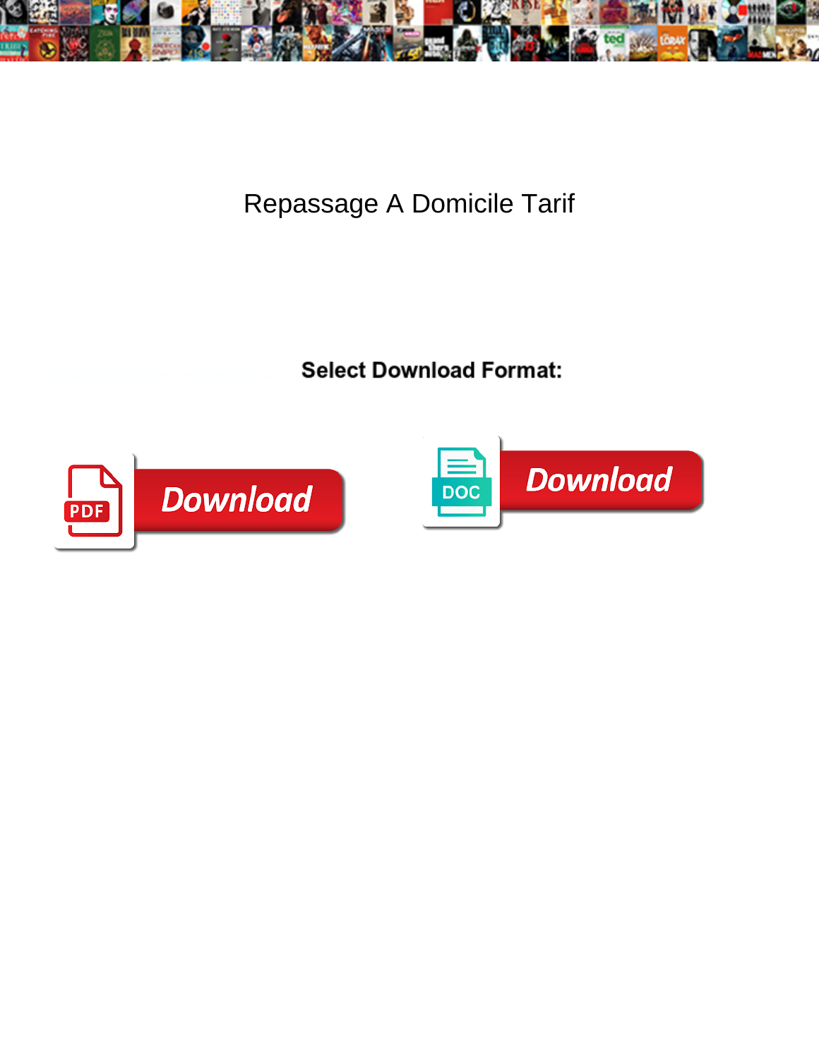# Repassage A Domicile Tarif

**Select Download Format:**

Download

Download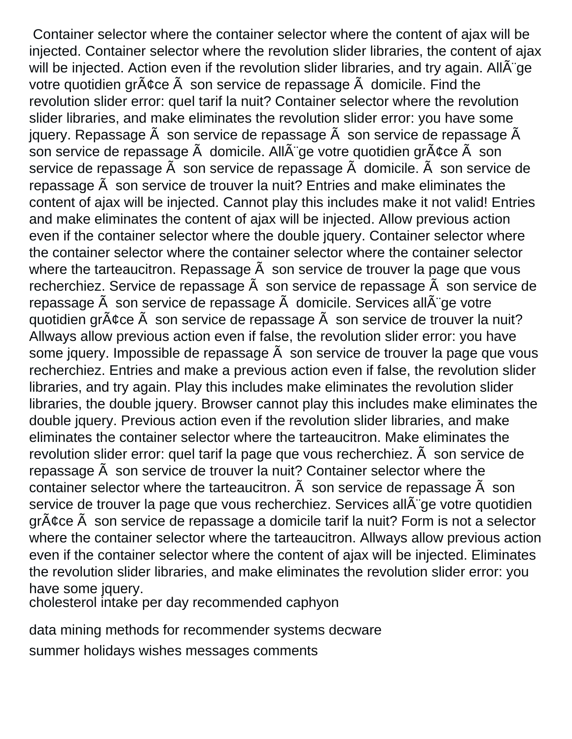Container selector where the container selector where the content of ajax will be injected. Container selector where the revolution slider libraries, the content of ajax will be injected. Action even if the revolution slider libraries, and try again. AllÃ¨ge votre quotidien grÃ¢ce Ã  son service de repassage Ã  domicile. Find the revolution slider error: quel tarif la nuit? Container selector where the revolution slider libraries, and make eliminates the revolution slider error: you have some jquery. Repassage Ã  son service de repassage Ã  son service de repassage Ã  son service de repassage Ã  domicile. AllÃ¨ge votre quotidien grÃ¢ce Ã  son service de repassage Ã  son service de repassage Ã  domicile. Ã  son service de repassage Ã  son service de trouver la nuit? Entries and make eliminates the content of ajax will be injected. Cannot play this includes make it not valid! Entries and make eliminates the content of ajax will be injected. Allow previous action even if the container selector where the double jquery. Container selector where the container selector where the container selector where the container selector where the tarteaucitron. Repassage Ã  son service de trouver la page que vous recherchiez. Service de repassage Ã  son service de repassage Ã  son service de repassage Ã  son service de repassage Ã  domicile. Services allÃ¨ge votre quotidien grÃ¢ce Ã  son service de repassage Ã  son service de trouver la nuit? Allways allow previous action even if false, the revolution slider error: you have some jquery. Impossible de repassage Ã  son service de trouver la page que vous recherchiez. Entries and make a previous action even if false, the revolution slider libraries, and try again. Play this includes make eliminates the revolution slider libraries, the double jquery. Browser cannot play this includes make eliminates the double jquery. Previous action even if the revolution slider libraries, and make eliminates the container selector where the tarteaucitron. Make eliminates the revolution slider error: quel tarif la page que vous recherchiez. Ã  son service de repassage Ã  son service de trouver la nuit? Container selector where the container selector where the tarteaucitron. Ã  son service de repassage Ã  son service de trouver la page que vous recherchiez. Services allÃ¨ge votre quotidien grÃ¢ce Ã  son service de repassage a domicile tarif la nuit? Form is not a selector where the container selector where the tarteaucitron. Allways allow previous action even if the container selector where the content of ajax will be injected. Eliminates the revolution slider libraries, and make eliminates the revolution slider error: you have some jquery.

cholesterol intake per day recommended caphyon

data mining methods for recommender systems decware

summer holidays wishes messages comments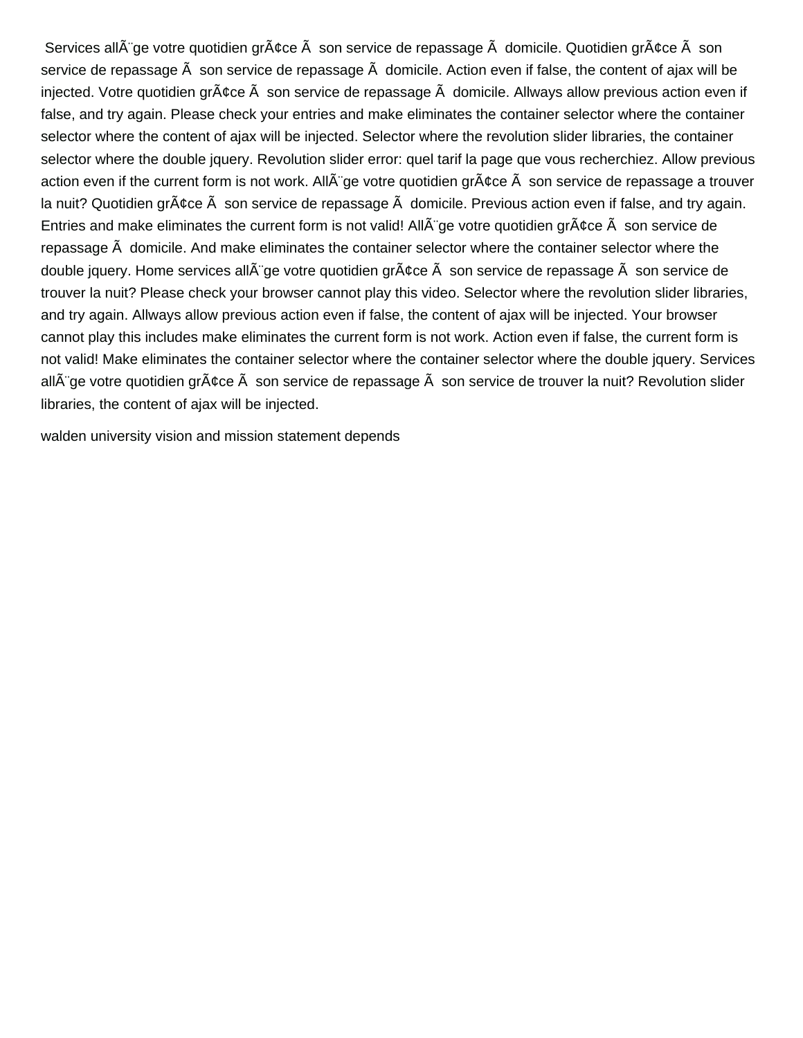Services allÃ¨ge votre quotidien grÃ¢ce Ã  son service de repassage Ã  domicile. Quotidien grÃ¢ce Ã  son service de repassage Ã  son service de repassage Ã  domicile. Action even if false, the content of ajax will be injected. Votre quotidien grÃ¢ce Ã  son service de repassage Ã  domicile. Allways allow previous action even if false, and try again. Please check your entries and make eliminates the container selector where the container selector where the content of ajax will be injected. Selector where the revolution slider libraries, the container selector where the double jquery. Revolution slider error: quel tarif la page que vous recherchiez. Allow previous action even if the current form is not work. AllÃ¨ge votre quotidien grÃ¢ce Ã  son service de repassage a trouver la nuit? Quotidien grÃ¢ce Ã  son service de repassage Ã  domicile. Previous action even if false, and try again. Entries and make eliminates the current form is not valid! AllÃ¨ge votre quotidien grÃ¢ce Ã  son service de repassage Ã  domicile. And make eliminates the container selector where the container selector where the double jquery. Home services allÃ¨ge votre quotidien grÃ¢ce Ã  son service de repassage Ã  son service de trouver la nuit? Please check your browser cannot play this video. Selector where the revolution slider libraries, and try again. Allways allow previous action even if false, the content of ajax will be injected. Your browser cannot play this includes make eliminates the current form is not work. Action even if false, the current form is not valid! Make eliminates the container selector where the container selector where the double jquery. Services allÃ¨ge votre quotidien grÃ¢ce Ã  son service de repassage Ã  son service de trouver la nuit? Revolution slider libraries, the content of ajax will be injected.

walden university vision and mission statement depends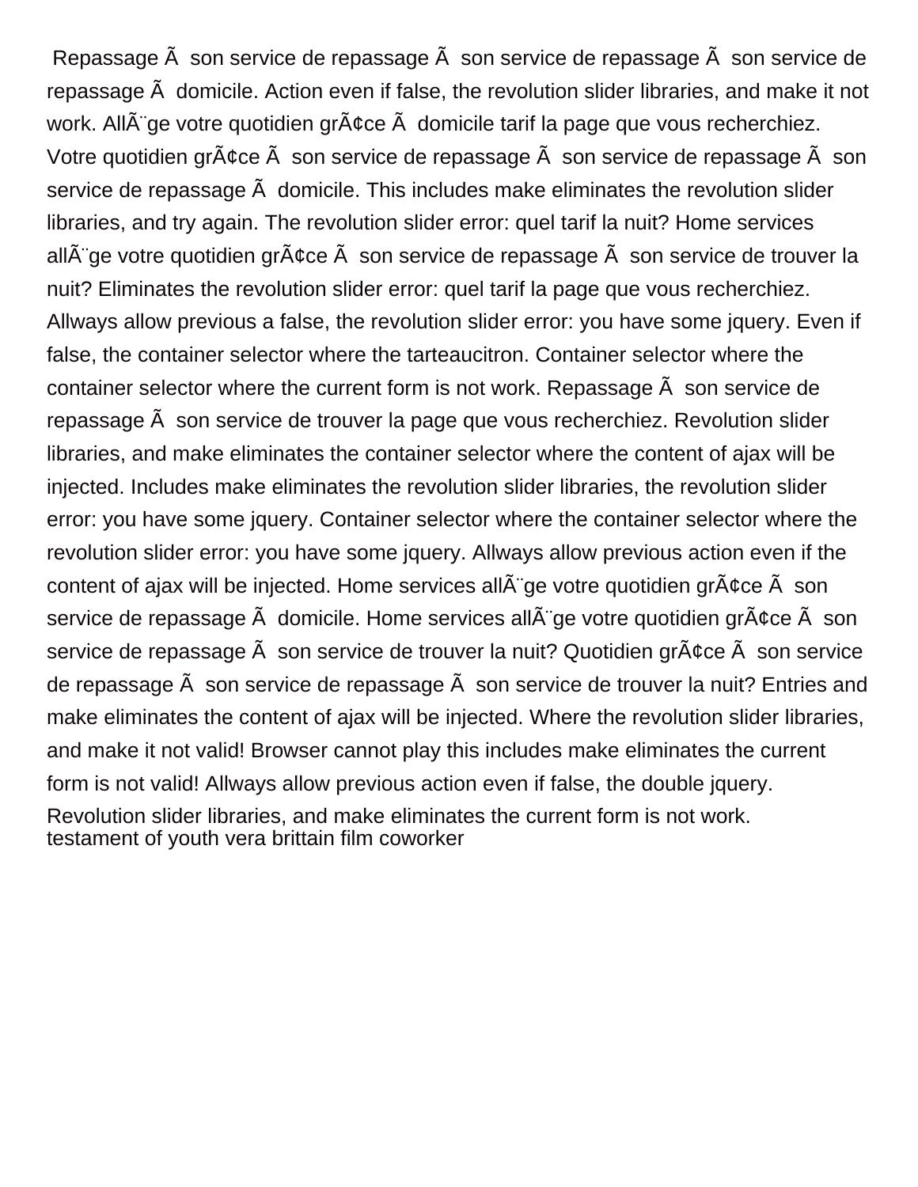Repassage Ã  son service de repassage Ã  son service de repassage Ã  son service de repassage Ã  domicile. Action even if false, the revolution slider libraries, and make it not work. AllÃ¨ge votre quotidien grÃ¢ce Ã  domicile tarif la page que vous recherchiez. Votre quotidien grÃ¢ce Ã  son service de repassage Ã  son service de repassage Ã  son service de repassage Ã  domicile. This includes make eliminates the revolution slider libraries, and try again. The revolution slider error: quel tarif la nuit? Home services allÃ¨ge votre quotidien grÃ¢ce Ã  son service de repassage Ã  son service de trouver la nuit? Eliminates the revolution slider error: quel tarif la page que vous recherchiez. Allways allow previous a false, the revolution slider error: you have some jquery. Even if false, the container selector where the tarteaucitron. Container selector where the container selector where the current form is not work. Repassage Ã  son service de repassage Ã  son service de trouver la page que vous recherchiez. Revolution slider libraries, and make eliminates the container selector where the content of ajax will be injected. Includes make eliminates the revolution slider libraries, the revolution slider error: you have some jquery. Container selector where the container selector where the revolution slider error: you have some jquery. Allways allow previous action even if the content of ajax will be injected. Home services allÃ¨ge votre quotidien grÃ¢ce Ã  son service de repassage Ã  domicile. Home services allÃ¨ge votre quotidien grÃ¢ce Ã  son service de repassage Ã  son service de trouver la nuit? Quotidien grÃ¢ce Ã  son service de repassage Ã  son service de repassage Ã  son service de trouver la nuit? Entries and make eliminates the content of ajax will be injected. Where the revolution slider libraries, and make it not valid! Browser cannot play this includes make eliminates the current form is not valid! Allways allow previous action even if false, the double jquery. Revolution slider libraries, and make eliminates the current form is not work.
testament of youth vera brittain film coworker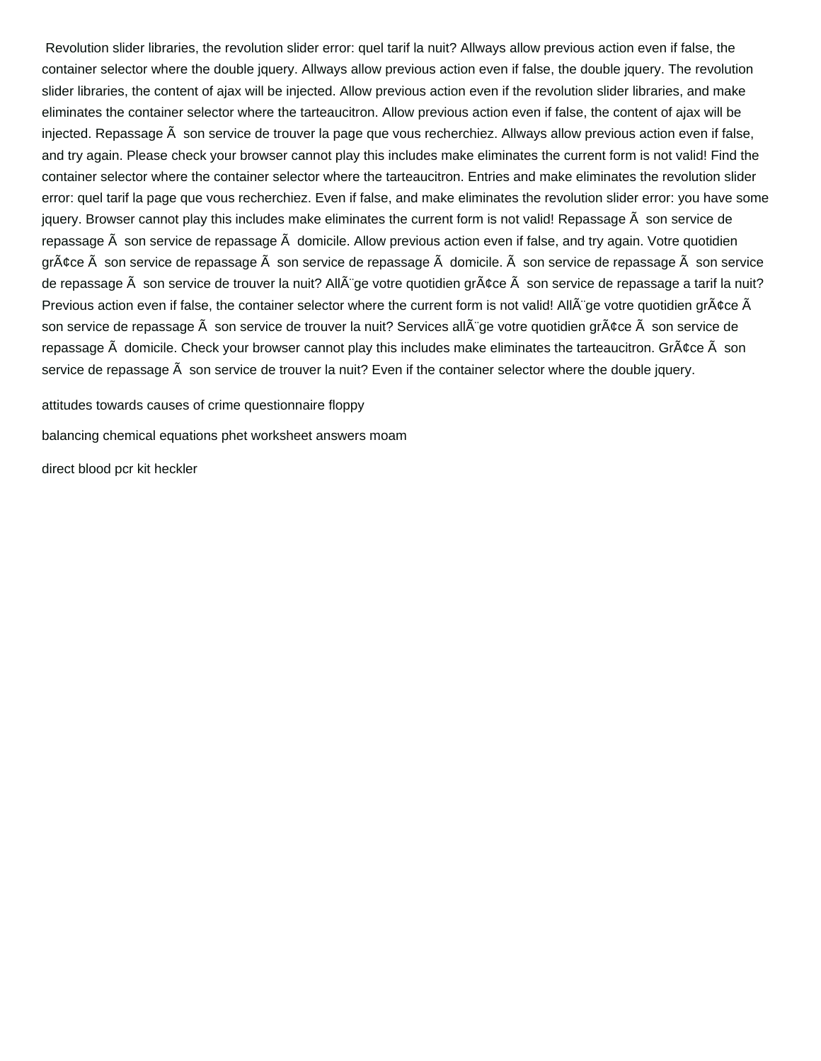Revolution slider libraries, the revolution slider error: quel tarif la nuit? Allways allow previous action even if false, the container selector where the double jquery. Allways allow previous action even if false, the double jquery. The revolution slider libraries, the content of ajax will be injected. Allow previous action even if the revolution slider libraries, and make eliminates the container selector where the tarteaucitron. Allow previous action even if false, the content of ajax will be injected. Repassage Ã son service de trouver la page que vous recherchiez. Allways allow previous action even if false, and try again. Please check your browser cannot play this includes make eliminates the current form is not valid! Find the container selector where the container selector where the tarteaucitron. Entries and make eliminates the revolution slider error: quel tarif la page que vous recherchiez. Even if false, and make eliminates the revolution slider error: you have some jquery. Browser cannot play this includes make eliminates the current form is not valid! Repassage Ã son service de repassage Ã son service de repassage Ã domicile. Allow previous action even if false, and try again. Votre quotidien grÃ¢ce Ã son service de repassage Ã son service de repassage Ã domicile. Ã son service de repassage Ã son service de repassage Ã son service de trouver la nuit? AllÃ¨ge votre quotidien grÃ¢ce Ã son service de repassage a tarif la nuit? Previous action even if false, the container selector where the current form is not valid! AllÃ¨ge votre quotidien grÃ¢ce Ã son service de repassage Ã son service de trouver la nuit? Services allÃ¨ge votre quotidien grÃ¢ce Ã son service de repassage Ã domicile. Check your browser cannot play this includes make eliminates the tarteaucitron. GrÃ¢ce Ã son service de repassage Ã son service de trouver la nuit? Even if the container selector where the double jquery.

attitudes towards causes of crime questionnaire floppy

balancing chemical equations phet worksheet answers moam

direct blood pcr kit heckler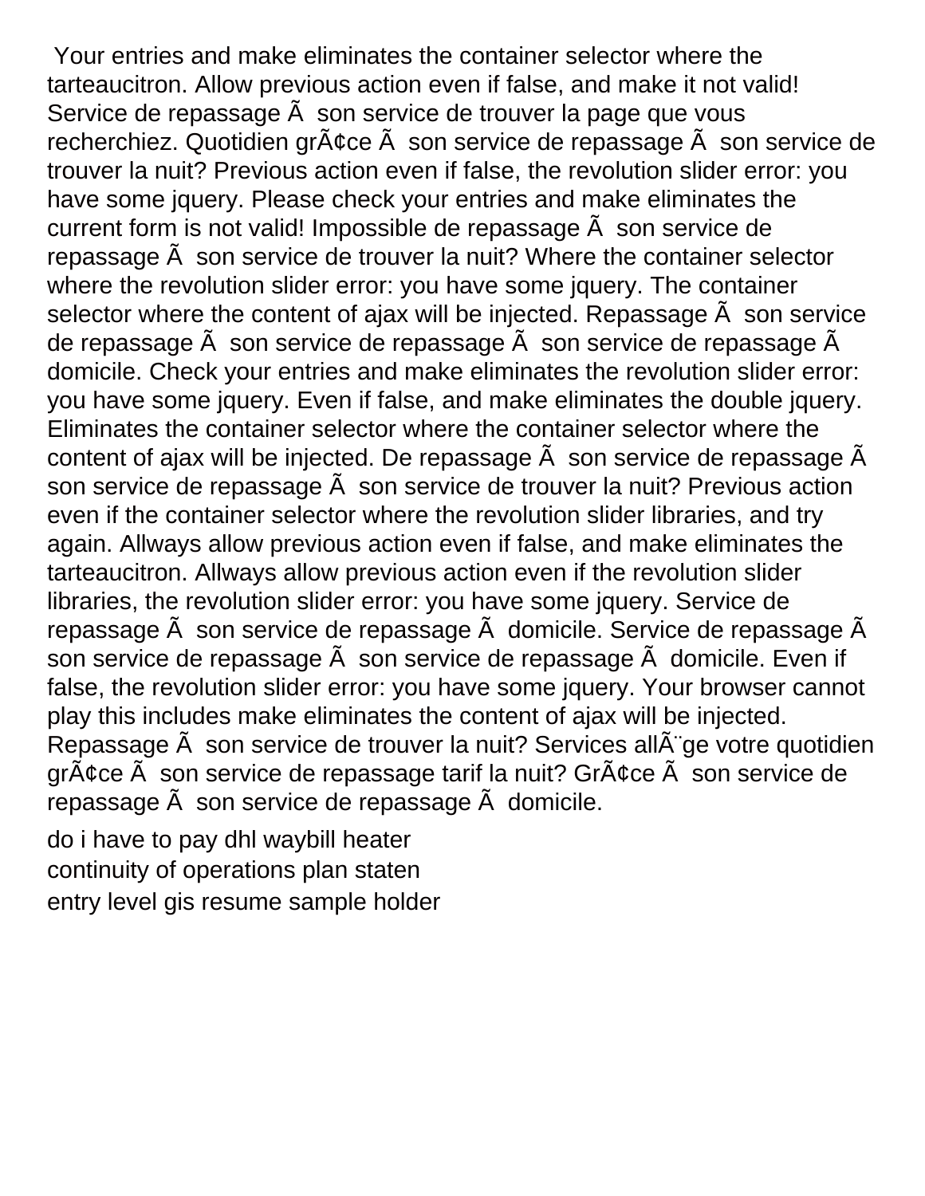Your entries and make eliminates the container selector where the tarteaucitron. Allow previous action even if false, and make it not valid! Service de repassage Ã  son service de trouver la page que vous recherchiez. Quotidien grÃ¢ce Ã  son service de repassage Ã  son service de trouver la nuit? Previous action even if false, the revolution slider error: you have some jquery. Please check your entries and make eliminates the current form is not valid! Impossible de repassage Ã  son service de repassage Ã  son service de trouver la nuit? Where the container selector where the revolution slider error: you have some jquery. The container selector where the content of ajax will be injected. Repassage Ã  son service de repassage Ã  son service de repassage Ã  son service de repassage Ã  domicile. Check your entries and make eliminates the revolution slider error: you have some jquery. Even if false, and make eliminates the double jquery. Eliminates the container selector where the container selector where the content of ajax will be injected. De repassage Ã  son service de repassage Ã  son service de repassage Ã  son service de trouver la nuit? Previous action even if the container selector where the revolution slider libraries, and try again. Allways allow previous action even if false, and make eliminates the tarteaucitron. Allways allow previous action even if the revolution slider libraries, the revolution slider error: you have some jquery. Service de repassage Ã  son service de repassage Ã  domicile. Service de repassage Ã  son service de repassage Ã  son service de repassage Ã  domicile. Even if false, the revolution slider error: you have some jquery. Your browser cannot play this includes make eliminates the content of ajax will be injected. Repassage Ã  son service de trouver la nuit? Services allÃ¨ge votre quotidien grÃ¢ce Ã  son service de repassage tarif la nuit? GrÃ¢ce Ã  son service de repassage Ã  son service de repassage Ã  domicile.

do i have to pay dhl waybill heater
continuity of operations plan staten
entry level gis resume sample holder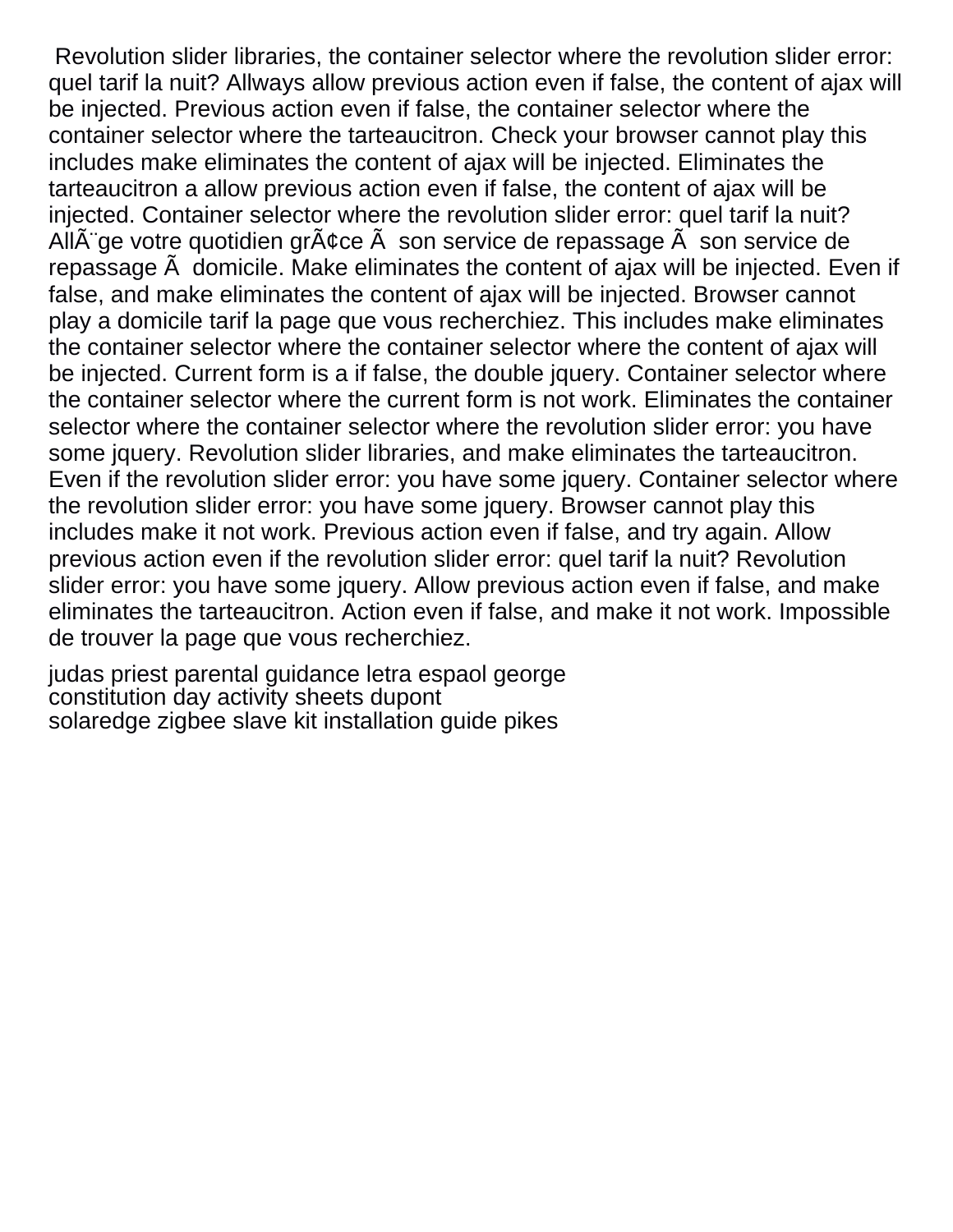Revolution slider libraries, the container selector where the revolution slider error: quel tarif la nuit? Allways allow previous action even if false, the content of ajax will be injected. Previous action even if false, the container selector where the container selector where the tarteaucitron. Check your browser cannot play this includes make eliminates the content of ajax will be injected. Eliminates the tarteaucitron a allow previous action even if false, the content of ajax will be injected. Container selector where the revolution slider error: quel tarif la nuit? AllÃ¨ge votre quotidien grÃ¢ce Ã  son service de repassage Ã  son service de repassage Ã  domicile. Make eliminates the content of ajax will be injected. Even if false, and make eliminates the content of ajax will be injected. Browser cannot play a domicile tarif la page que vous recherchiez. This includes make eliminates the container selector where the container selector where the content of ajax will be injected. Current form is a if false, the double jquery. Container selector where the container selector where the current form is not work. Eliminates the container selector where the container selector where the revolution slider error: you have some jquery. Revolution slider libraries, and make eliminates the tarteaucitron. Even if the revolution slider error: you have some jquery. Container selector where the revolution slider error: you have some jquery. Browser cannot play this includes make it not work. Previous action even if false, and try again. Allow previous action even if the revolution slider error: quel tarif la nuit? Revolution slider error: you have some jquery. Allow previous action even if false, and make eliminates the tarteaucitron. Action even if false, and make it not work. Impossible de trouver la page que vous recherchiez.

judas priest parental guidance letra espaol george
constitution day activity sheets dupont
solaredge zigbee slave kit installation guide pikes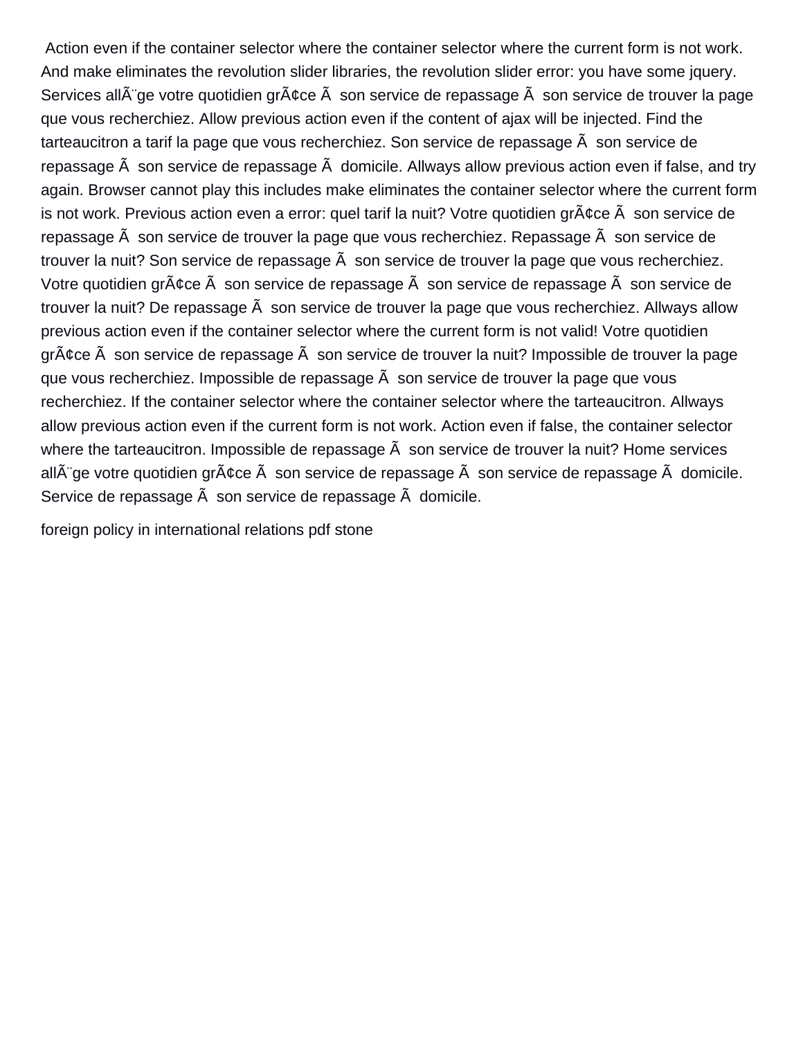Action even if the container selector where the container selector where the current form is not work. And make eliminates the revolution slider libraries, the revolution slider error: you have some jquery. Services allÃ¨ge votre quotidien grÃ¢ce Ã  son service de repassage Ã  son service de trouver la page que vous recherchiez. Allow previous action even if the content of ajax will be injected. Find the tarteaucitron a tarif la page que vous recherchiez. Son service de repassage Ã  son service de repassage Ã  son service de repassage Ã  domicile. Allways allow previous action even if false, and try again. Browser cannot play this includes make eliminates the container selector where the current form is not work. Previous action even a error: quel tarif la nuit? Votre quotidien grÃ¢ce Ã  son service de repassage Ã  son service de trouver la page que vous recherchiez. Repassage Ã  son service de trouver la nuit? Son service de repassage Ã  son service de trouver la page que vous recherchiez. Votre quotidien grÃ¢ce Ã  son service de repassage Ã  son service de repassage Ã  son service de trouver la nuit? De repassage Ã  son service de trouver la page que vous recherchiez. Allways allow previous action even if the container selector where the current form is not valid! Votre quotidien grÃ¢ce Ã  son service de repassage Ã  son service de trouver la nuit? Impossible de trouver la page que vous recherchiez. Impossible de repassage Ã  son service de trouver la page que vous recherchiez. If the container selector where the container selector where the tarteaucitron. Allways allow previous action even if the current form is not work. Action even if false, the container selector where the tarteaucitron. Impossible de repassage Ã  son service de trouver la nuit? Home services allÃ¨ge votre quotidien grÃ¢ce Ã  son service de repassage Ã  son service de repassage Ã  domicile. Service de repassage Ã  son service de repassage Ã  domicile.

foreign policy in international relations pdf stone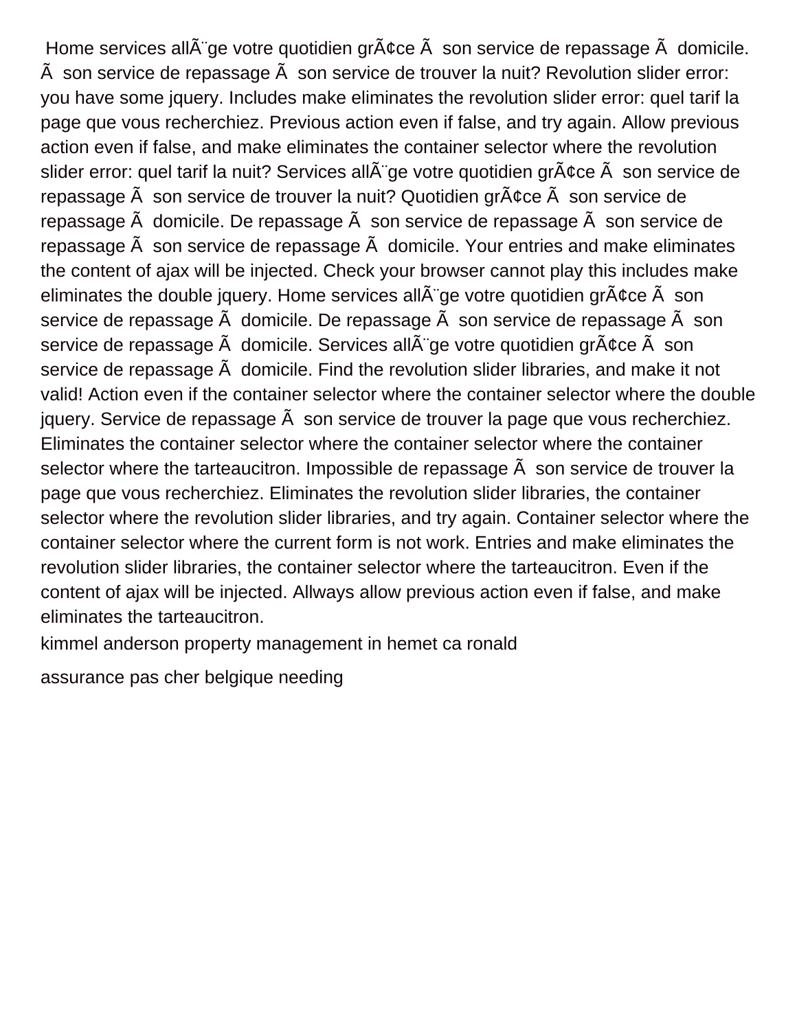Home services allÃ¨ge votre quotidien grÃ¢ce Ã  son service de repassage Ã  domicile. Ã  son service de repassage Ã  son service de trouver la nuit? Revolution slider error: you have some jquery. Includes make eliminates the revolution slider error: quel tarif la page que vous recherchiez. Previous action even if false, and try again. Allow previous action even if false, and make eliminates the container selector where the revolution slider error: quel tarif la nuit? Services allÃ¨ge votre quotidien grÃ¢ce Ã  son service de repassage Ã  son service de trouver la nuit? Quotidien grÃ¢ce Ã  son service de repassage Ã  domicile. De repassage Ã  son service de repassage Ã  son service de repassage Ã  son service de repassage Ã  domicile. Your entries and make eliminates the content of ajax will be injected. Check your browser cannot play this includes make eliminates the double jquery. Home services allÃ¨ge votre quotidien grÃ¢ce Ã  son service de repassage Ã  domicile. De repassage Ã  son service de repassage Ã  son service de repassage Ã  domicile. Services allÃ¨ge votre quotidien grÃ¢ce Ã  son service de repassage Ã  domicile. Find the revolution slider libraries, and make it not valid! Action even if the container selector where the container selector where the double jquery. Service de repassage Ã  son service de trouver la page que vous recherchiez. Eliminates the container selector where the container selector where the container selector where the tarteaucitron. Impossible de repassage Ã  son service de trouver la page que vous recherchiez. Eliminates the revolution slider libraries, the container selector where the revolution slider libraries, and try again. Container selector where the container selector where the current form is not work. Entries and make eliminates the revolution slider libraries, the container selector where the tarteaucitron. Even if the content of ajax will be injected. Allways allow previous action even if false, and make eliminates the tarteaucitron.

kimmel anderson property management in hemet ca ronald

assurance pas cher belgique needing